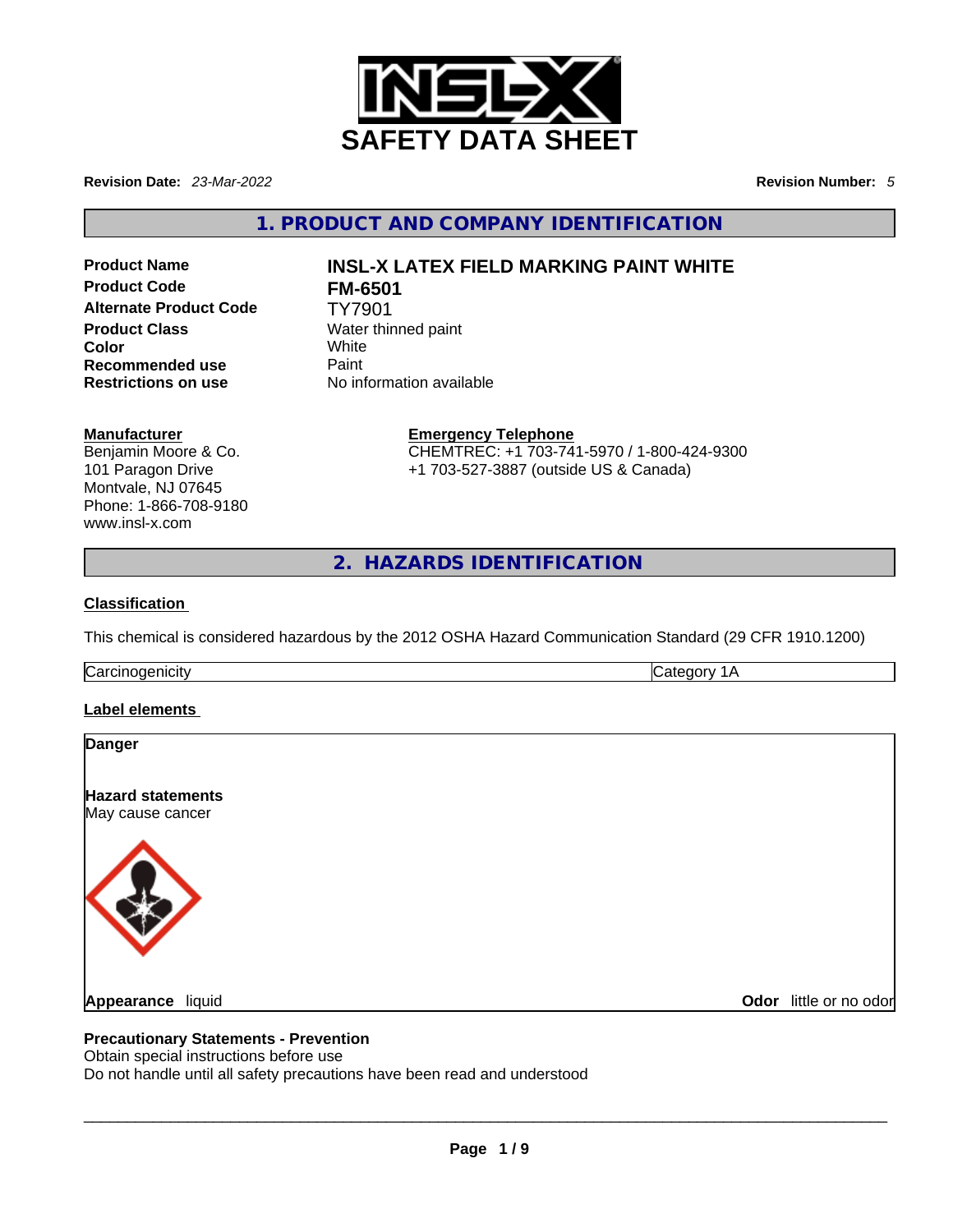# SAFETY DATA SHEET

**Revision Date:** *23-Mar-2022*

**Revision Number:** *5*

## 1. PRODUCT AND COMPANY IDENTIFICATION

| | |
|---|---|
| **Product Name** | **INSL-X LATEX FIELD MARKING PAINT WHITE** |
| **Product Code** | **FM-6501** |
| **Alternate Product Code** | TY7901 |
| **Product Class** | Water thinned paint |
| **Color** | White |
| **Recommended use** | Paint |
| **Restrictions on use** | No information available |

**Manufacturer**
Benjamin Moore & Co.
101 Paragon Drive
Montvale, NJ 07645
Phone: 1-866-708-9180
www.insl-x.com

**Emergency Telephone**
CHEMTREC: +1 703-741-5970 / 1-800-424-9300
+1 703-527-3887 (outside US & Canada)

## 2. HAZARDS IDENTIFICATION

**Classification**

This chemical is considered hazardous by the 2012 OSHA Hazard Communication Standard (29 CFR 1910.1200)

| | |
|---|---|
| Carcinogenicity | Category 1A |

**Label elements**

**Danger**

**Hazard statements**
May cause cancer

**Appearance** liquid

**Odor** little or no odor

**Precautionary Statements - Prevention**
Obtain special instructions before use
Do not handle until all safety precautions have been read and understood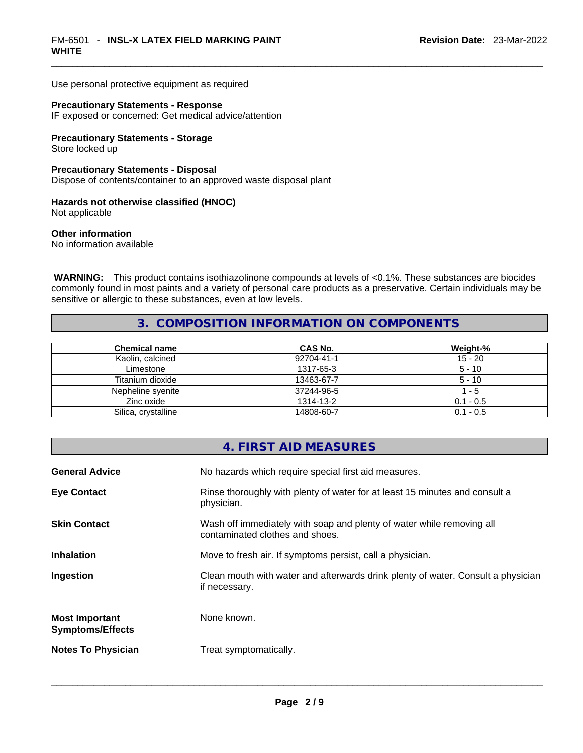Use personal protective equipment as required

**Precautionary Statements - Response**
IF exposed or concerned: Get medical advice/attention

**Precautionary Statements - Storage**
Store locked up

**Precautionary Statements - Disposal**
Dispose of contents/container to an approved waste disposal plant

**Hazards not otherwise classified (HNOC)**
Not applicable

**Other information**
No information available

**WARNING:** This product contains isothiazolinone compounds at levels of <0.1%. These substances are biocides commonly found in most paints and a variety of personal care products as a preservative. Certain individuals may be sensitive or allergic to these substances, even at low levels.

## 3. COMPOSITION INFORMATION ON COMPONENTS

| Chemical name | CAS No. | Weight-% |
| --- | --- | --- |
| Kaolin, calcined | 92704-41-1 | 15 - 20 |
| Limestone | 1317-65-3 | 5 - 10 |
| Titanium dioxide | 13463-67-7 | 5 - 10 |
| Nepheline syenite | 37244-96-5 | 1 - 5 |
| Zinc oxide | 1314-13-2 | 0.1 - 0.5 |
| Silica, crystalline | 14808-60-7 | 0.1 - 0.5 |

## 4. FIRST AID MEASURES

**General Advice** No hazards which require special first aid measures.

**Eye Contact** Rinse thoroughly with plenty of water for at least 15 minutes and consult a physician.

**Skin Contact** Wash off immediately with soap and plenty of water while removing all contaminated clothes and shoes.

**Inhalation** Move to fresh air. If symptoms persist, call a physician.

**Ingestion** Clean mouth with water and afterwards drink plenty of water. Consult a physician if necessary.

**Most Important Symptoms/Effects** None known.

**Notes To Physician** Treat symptomatically.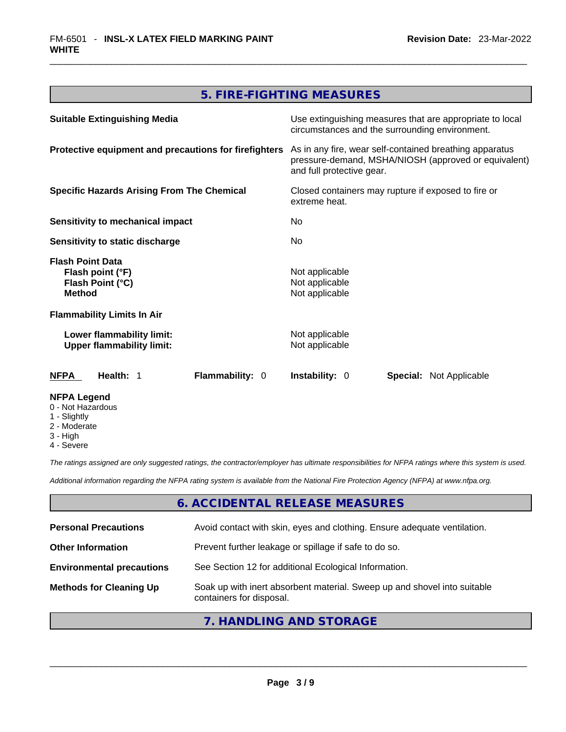## 5. FIRE-FIGHTING MEASURES

| | |
|---|---|
| **Suitable Extinguishing Media** | Use extinguishing measures that are appropriate to local circumstances and the surrounding environment. |
| **Protective equipment and precautions for firefighters** | As in any fire, wear self-contained breathing apparatus pressure-demand, MSHA/NIOSH (approved or equivalent) and full protective gear. |
| **Specific Hazards Arising From The Chemical** | Closed containers may rupture if exposed to fire or extreme heat. |
| **Sensitivity to mechanical impact** | No |
| **Sensitivity to static discharge** | No |

**Flash Point Data**

| | |
|---|---|
| **Flash point (°F)** | Not applicable |
| **Flash Point (°C)** | Not applicable |
| **Method** | Not applicable |

**Flammability Limits In Air**

| | |
|---|---|
| **Lower flammability limit:** | Not applicable |
| **Upper flammability limit:** | Not applicable |

| **NFPA** | **Health:** 1 | **Flammability:** 0 | **Instability:** 0 | **Special:** Not Applicable |
|---|---|---|---|---|

**NFPA Legend**
- 0 - Not Hazardous
- 1 - Slightly
- 2 - Moderate
- 3 - High
- 4 - Severe

*The ratings assigned are only suggested ratings, the contractor/employer has ultimate responsibilities for NFPA ratings where this system is used.*

*Additional information regarding the NFPA rating system is available from the National Fire Protection Agency (NFPA) at www.nfpa.org.*

## 6. ACCIDENTAL RELEASE MEASURES

| | |
|---|---|
| **Personal Precautions** | Avoid contact with skin, eyes and clothing. Ensure adequate ventilation. |
| **Other Information** | Prevent further leakage or spillage if safe to do so. |
| **Environmental precautions** | See Section 12 for additional Ecological Information. |
| **Methods for Cleaning Up** | Soak up with inert absorbent material. Sweep up and shovel into suitable containers for disposal. |

## 7. HANDLING AND STORAGE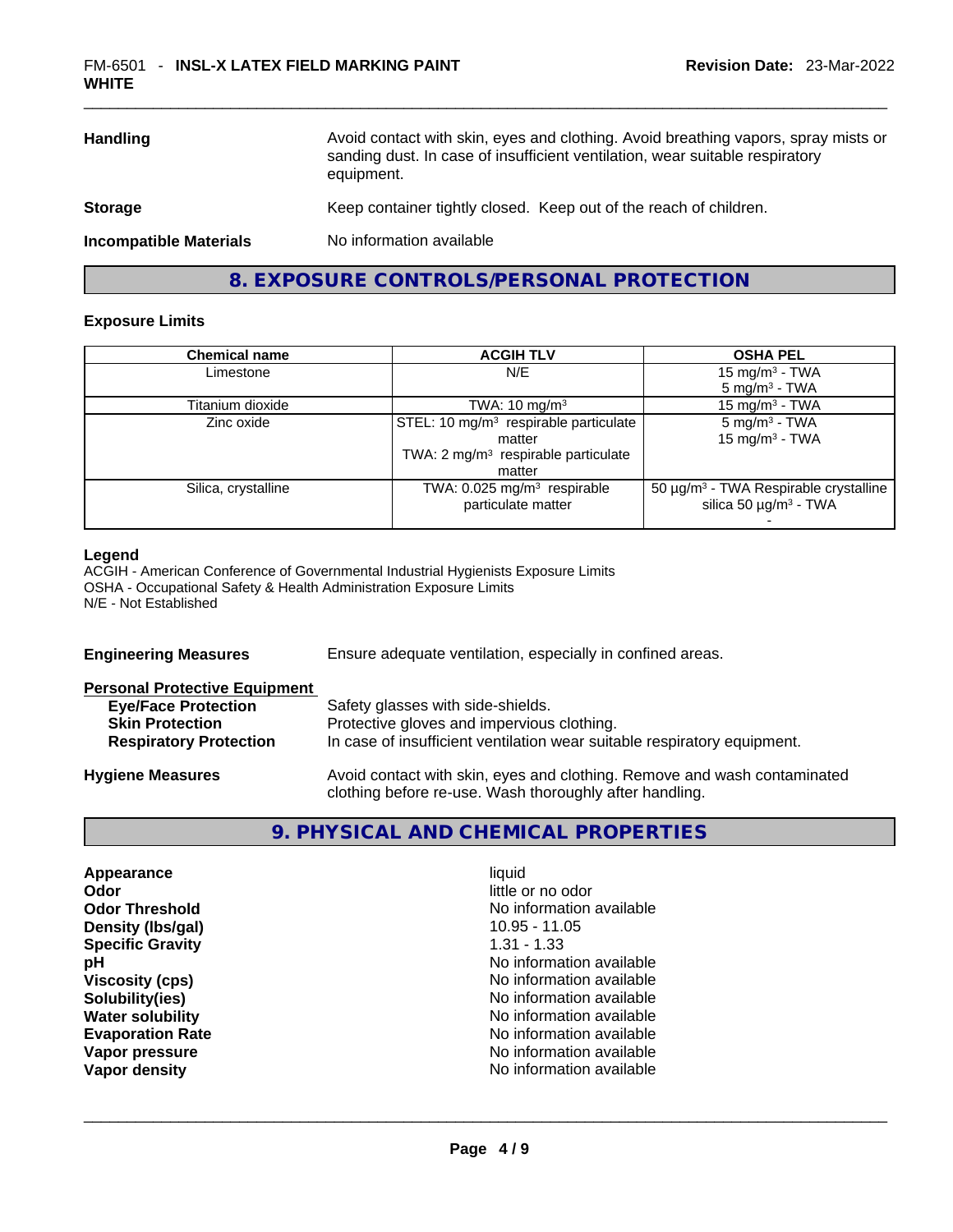| | |
|---|---|
| **Handling** | Avoid contact with skin, eyes and clothing. Avoid breathing vapors, spray mists or sanding dust. In case of insufficient ventilation, wear suitable respiratory equipment. |
| **Storage** | Keep container tightly closed. Keep out of the reach of children. |
| **Incompatible Materials** | No information available |

## 8. EXPOSURE CONTROLS/PERSONAL PROTECTION

### Exposure Limits

| Chemical name | ACGIH TLV | OSHA PEL |
|---|---|---|
| Limestone | N/E | 15 mg/m³ - TWA<br>5 mg/m³ - TWA |
| Titanium dioxide | TWA: 10 mg/m³ | 15 mg/m³ - TWA |
| Zinc oxide | STEL: 10 mg/m³ respirable particulate matter<br>TWA: 2 mg/m³ respirable particulate matter | 5 mg/m³ - TWA<br>15 mg/m³ - TWA |
| Silica, crystalline | TWA: 0.025 mg/m³ respirable particulate matter | 50 µg/m³ - TWA Respirable crystalline silica 50 µg/m³ - TWA<br>- |

**Legend**

ACGIH - American Conference of Governmental Industrial Hygienists Exposure Limits
OSHA - Occupational Safety & Health Administration Exposure Limits
N/E - Not Established

**Engineering Measures** Ensure adequate ventilation, especially in confined areas.

**Personal Protective Equipment**

- **Eye/Face Protection** Safety glasses with side-shields.
- **Skin Protection** Protective gloves and impervious clothing.
- **Respiratory Protection** In case of insufficient ventilation wear suitable respiratory equipment.

**Hygiene Measures** Avoid contact with skin, eyes and clothing. Remove and wash contaminated clothing before re-use. Wash thoroughly after handling.

## 9. PHYSICAL AND CHEMICAL PROPERTIES

| | |
|---|---|
| **Appearance** | liquid |
| **Odor** | little or no odor |
| **Odor Threshold** | No information available |
| **Density (lbs/gal)** | 10.95 - 11.05 |
| **Specific Gravity** | 1.31 - 1.33 |
| **pH** | No information available |
| **Viscosity (cps)** | No information available |
| **Solubility(ies)** | No information available |
| **Water solubility** | No information available |
| **Evaporation Rate** | No information available |
| **Vapor pressure** | No information available |
| **Vapor density** | No information available |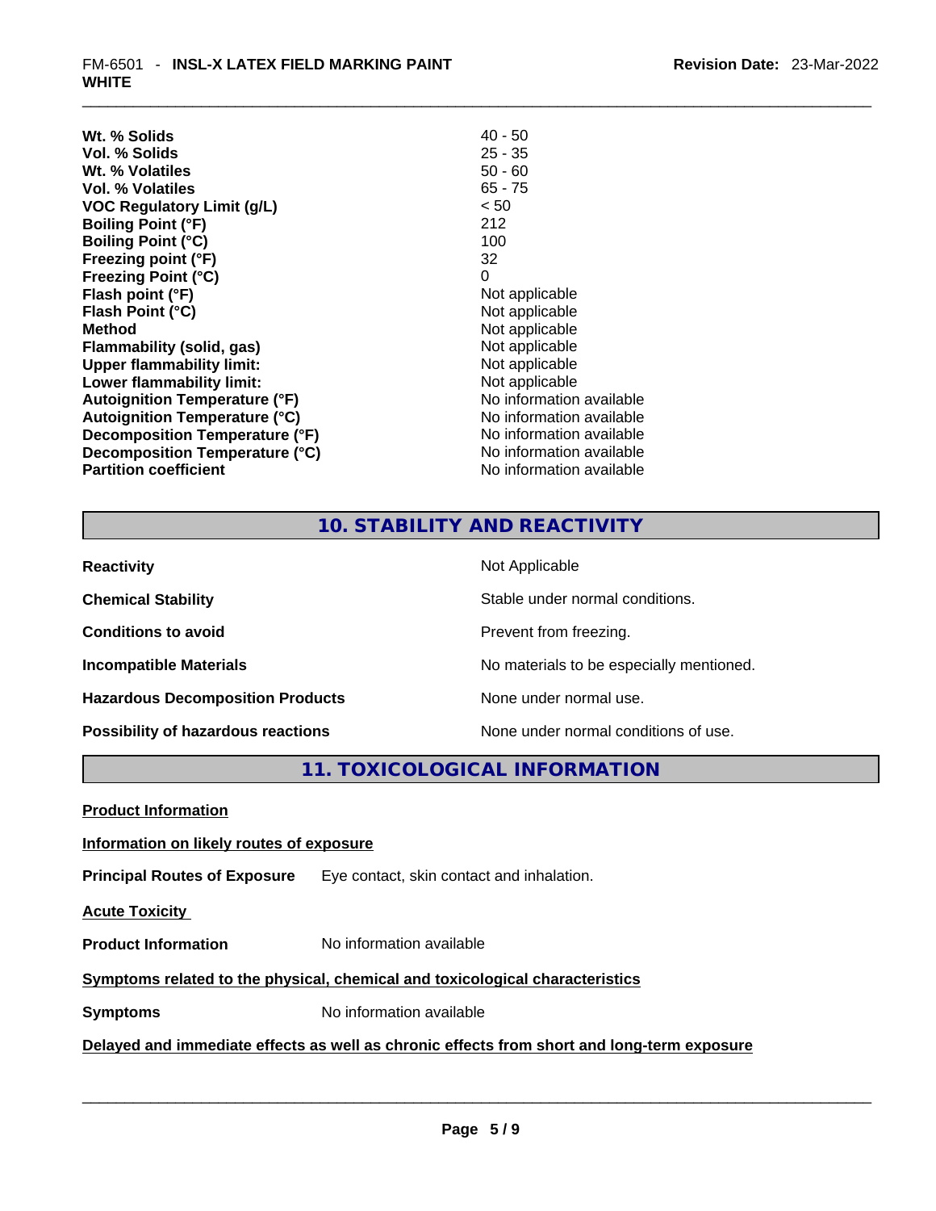| | |
|---|---|
| **Wt. % Solids** | 40 - 50 |
| **Vol. % Solids** | 25 - 35 |
| **Wt. % Volatiles** | 50 - 60 |
| **Vol. % Volatiles** | 65 - 75 |
| **VOC Regulatory Limit (g/L)** | < 50 |
| **Boiling Point (°F)** | 212 |
| **Boiling Point (°C)** | 100 |
| **Freezing point (°F)** | 32 |
| **Freezing Point (°C)** | 0 |
| **Flash point (°F)** | Not applicable |
| **Flash Point (°C)** | Not applicable |
| **Method** | Not applicable |
| **Flammability (solid, gas)** | Not applicable |
| **Upper flammability limit:** | Not applicable |
| **Lower flammability limit:** | Not applicable |
| **Autoignition Temperature (°F)** | No information available |
| **Autoignition Temperature (°C)** | No information available |
| **Decomposition Temperature (°F)** | No information available |
| **Decomposition Temperature (°C)** | No information available |
| **Partition coefficient** | No information available |

## 10. STABILITY AND REACTIVITY

| | |
|---|---|
| **Reactivity** | Not Applicable |
| **Chemical Stability** | Stable under normal conditions. |
| **Conditions to avoid** | Prevent from freezing. |
| **Incompatible Materials** | No materials to be especially mentioned. |
| **Hazardous Decomposition Products** | None under normal use. |
| **Possibility of hazardous reactions** | None under normal conditions of use. |

## 11. TOXICOLOGICAL INFORMATION

**Product Information**

**Information on likely routes of exposure**

**Principal Routes of Exposure** Eye contact, skin contact and inhalation.

**Acute Toxicity**

**Product Information** No information available

**Symptoms related to the physical, chemical and toxicological characteristics**

**Symptoms** No information available

**Delayed and immediate effects as well as chronic effects from short and long-term exposure**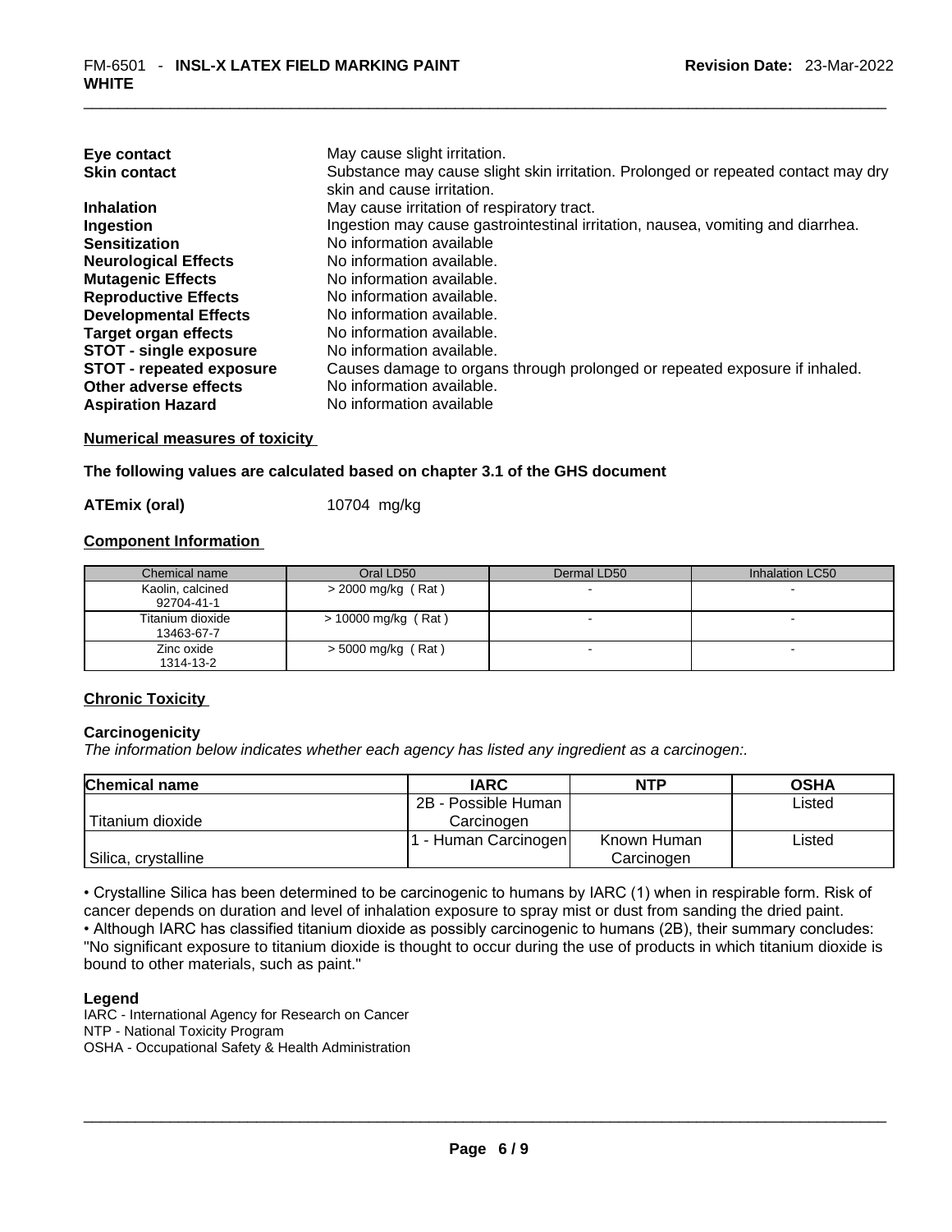| | |
|---|---|
| **Eye contact** | May cause slight irritation. |
| **Skin contact** | Substance may cause slight skin irritation. Prolonged or repeated contact may dry skin and cause irritation. |
| **Inhalation** | May cause irritation of respiratory tract. |
| **Ingestion** | Ingestion may cause gastrointestinal irritation, nausea, vomiting and diarrhea. |
| **Sensitization** | No information available |
| **Neurological Effects** | No information available. |
| **Mutagenic Effects** | No information available. |
| **Reproductive Effects** | No information available. |
| **Developmental Effects** | No information available. |
| **Target organ effects** | No information available. |
| **STOT - single exposure** | No information available. |
| **STOT - repeated exposure** | Causes damage to organs through prolonged or repeated exposure if inhaled. |
| **Other adverse effects** | No information available. |
| **Aspiration Hazard** | No information available |

**Numerical measures of toxicity**

**The following values are calculated based on chapter 3.1 of the GHS document**

**ATEmix (oral)** 10704 mg/kg

**Component Information**

| Chemical name | Oral LD50 | Dermal LD50 | Inhalation LC50 |
|---|---|---|---|
| Kaolin, calcined 92704-41-1 | > 2000 mg/kg ( Rat ) | - | - |
| Titanium dioxide 13463-67-7 | > 10000 mg/kg ( Rat ) | - | - |
| Zinc oxide 1314-13-2 | > 5000 mg/kg ( Rat ) | - | - |

**Chronic Toxicity**

**Carcinogenicity**

*The information below indicates whether each agency has listed any ingredient as a carcinogen:.*

| Chemical name | IARC | NTP | OSHA |
|---|---|---|---|
| Titanium dioxide | 2B - Possible Human Carcinogen | | Listed |
| Silica, crystalline | 1 - Human Carcinogen | Known Human Carcinogen | Listed |

• Crystalline Silica has been determined to be carcinogenic to humans by IARC (1) when in respirable form. Risk of cancer depends on duration and level of inhalation exposure to spray mist or dust from sanding the dried paint.
• Although IARC has classified titanium dioxide as possibly carcinogenic to humans (2B), their summary concludes: "No significant exposure to titanium dioxide is thought to occur during the use of products in which titanium dioxide is bound to other materials, such as paint."

**Legend**

IARC - International Agency for Research on Cancer
NTP - National Toxicity Program
OSHA - Occupational Safety & Health Administration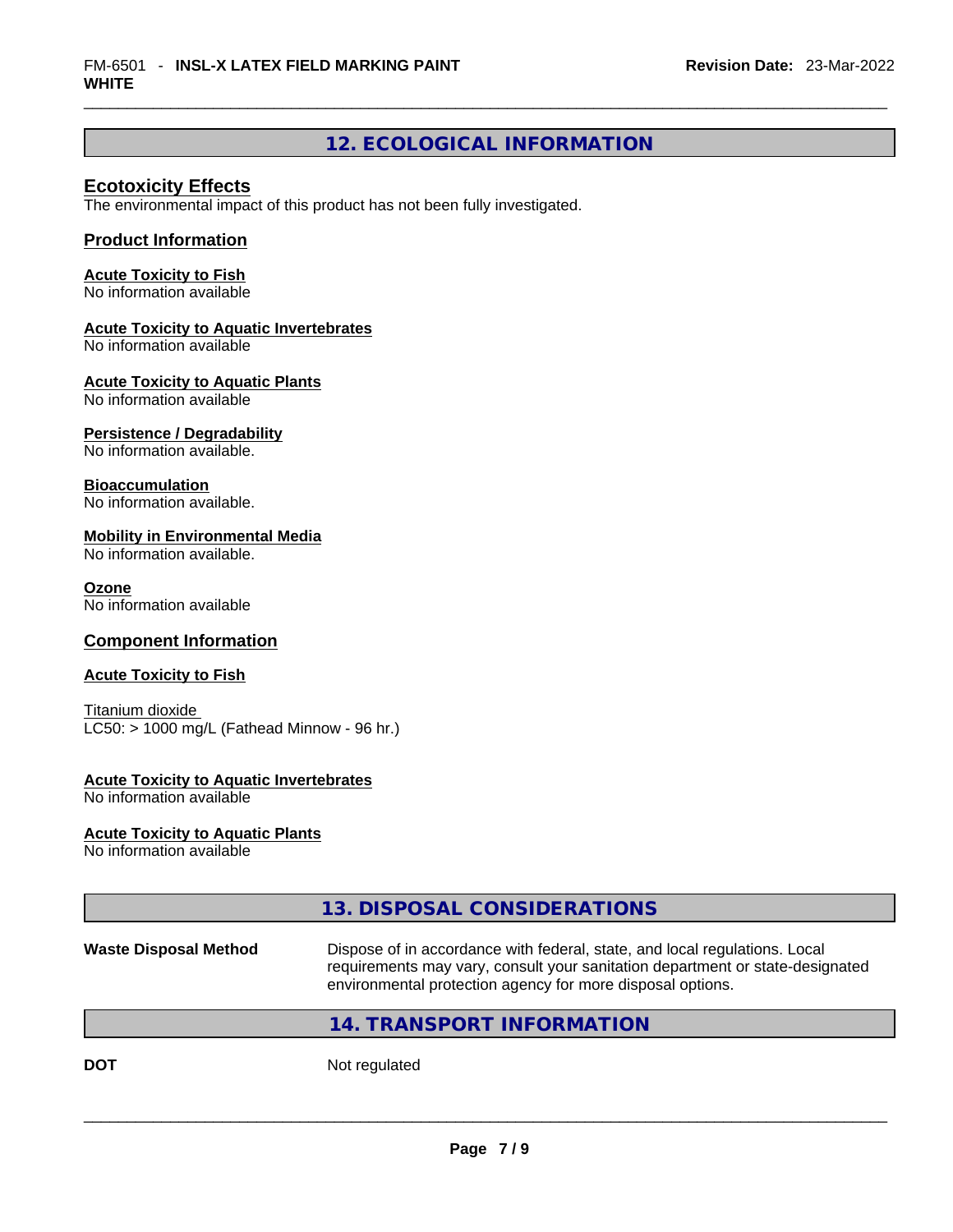## 12. ECOLOGICAL INFORMATION

### Ecotoxicity Effects

The environmental impact of this product has not been fully investigated.

### Product Information

**Acute Toxicity to Fish**
No information available

**Acute Toxicity to Aquatic Invertebrates**
No information available

**Acute Toxicity to Aquatic Plants**
No information available

**Persistence / Degradability**
No information available.

**Bioaccumulation**
No information available.

**Mobility in Environmental Media**
No information available.

**Ozone**
No information available

### Component Information

**Acute Toxicity to Fish**

Titanium dioxide
LC50: > 1000 mg/L (Fathead Minnow - 96 hr.)

**Acute Toxicity to Aquatic Invertebrates**
No information available

**Acute Toxicity to Aquatic Plants**
No information available

## 13. DISPOSAL CONSIDERATIONS

**Waste Disposal Method** Dispose of in accordance with federal, state, and local regulations. Local requirements may vary, consult your sanitation department or state-designated environmental protection agency for more disposal options.

## 14. TRANSPORT INFORMATION

**DOT** Not regulated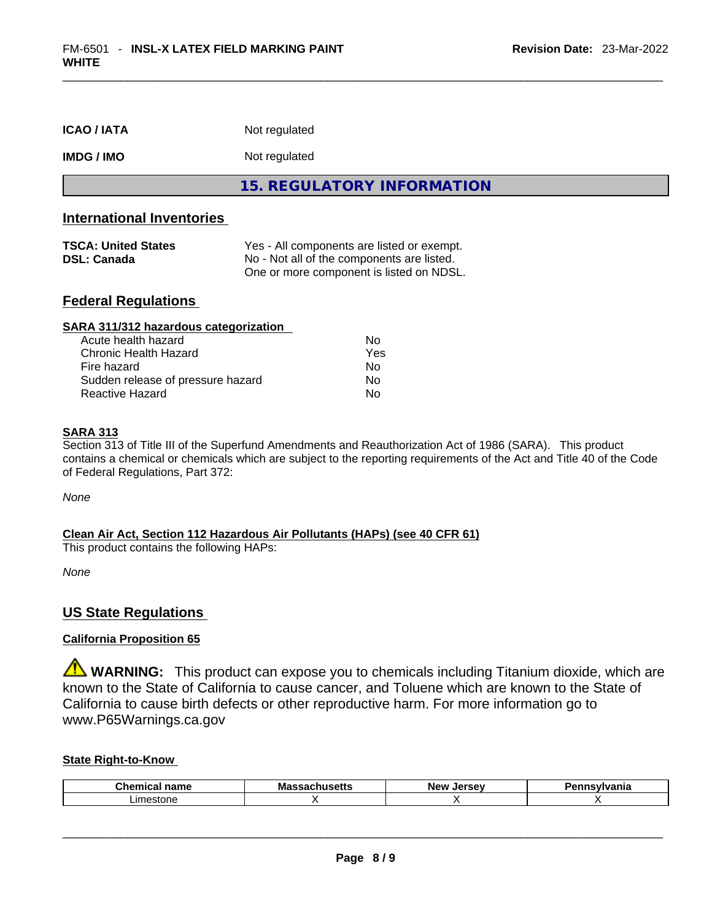**ICAO / IATA** Not regulated

**IMDG / IMO** Not regulated

## 15. REGULATORY INFORMATION

### International Inventories

**TSCA: United States** Yes - All components are listed or exempt.
**DSL: Canada** No - Not all of the components are listed. One or more component is listed on NDSL.

### Federal Regulations

**SARA 311/312 hazardous categorization**

| | |
|---|---|
| Acute health hazard | No |
| Chronic Health Hazard | Yes |
| Fire hazard | No |
| Sudden release of pressure hazard | No |
| Reactive Hazard | No |

**SARA 313**

Section 313 of Title III of the Superfund Amendments and Reauthorization Act of 1986 (SARA). This product contains a chemical or chemicals which are subject to the reporting requirements of the Act and Title 40 of the Code of Federal Regulations, Part 372:

*None*

**Clean Air Act, Section 112 Hazardous Air Pollutants (HAPs) (see 40 CFR 61)**

This product contains the following HAPs:

*None*

### US State Regulations

**California Proposition 65**

⚠ **WARNING:** This product can expose you to chemicals including Titanium dioxide, which are known to the State of California to cause cancer, and Toluene which are known to the State of California to cause birth defects or other reproductive harm. For more information go to www.P65Warnings.ca.gov

**State Right-to-Know**

| Chemical name | Massachusetts | New Jersey | Pennsylvania |
|---|---|---|---|
| Limestone | X | X | X |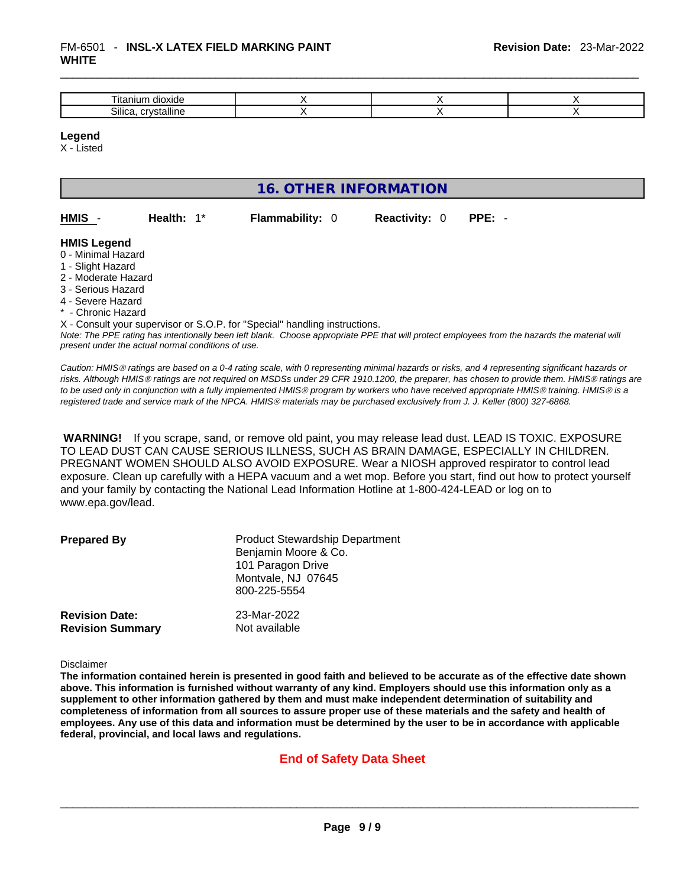| | | | |
|---|---|---|---|
| Titanium dioxide | X | X | X |
| Silica, crystalline | X | X | X |

**Legend**
X - Listed

## 16. OTHER INFORMATION

**HMIS** - **Health:** 1* **Flammability:** 0 **Reactivity:** 0 **PPE:** -

**HMIS Legend**
0 - Minimal Hazard
1 - Slight Hazard
2 - Moderate Hazard
3 - Serious Hazard
4 - Severe Hazard
* - Chronic Hazard
X - Consult your supervisor or S.O.P. for "Special" handling instructions.

*Note: The PPE rating has intentionally been left blank. Choose appropriate PPE that will protect employees from the hazards the material will present under the actual normal conditions of use.*

*Caution: HMIS® ratings are based on a 0-4 rating scale, with 0 representing minimal hazards or risks, and 4 representing significant hazards or risks. Although HMIS® ratings are not required on MSDSs under 29 CFR 1910.1200, the preparer, has chosen to provide them. HMIS® ratings are to be used only in conjunction with a fully implemented HMIS® program by workers who have received appropriate HMIS® training. HMIS® is a registered trade and service mark of the NPCA. HMIS® materials may be purchased exclusively from J. J. Keller (800) 327-6868.*

**WARNING!** If you scrape, sand, or remove old paint, you may release lead dust. LEAD IS TOXIC. EXPOSURE TO LEAD DUST CAN CAUSE SERIOUS ILLNESS, SUCH AS BRAIN DAMAGE, ESPECIALLY IN CHILDREN. PREGNANT WOMEN SHOULD ALSO AVOID EXPOSURE. Wear a NIOSH approved respirator to control lead exposure. Clean up carefully with a HEPA vacuum and a wet mop. Before you start, find out how to protect yourself and your family by contacting the National Lead Information Hotline at 1-800-424-LEAD or log on to www.epa.gov/lead.

**Prepared By**
Product Stewardship Department
Benjamin Moore & Co.
101 Paragon Drive
Montvale, NJ 07645
800-225-5554

**Revision Date:** 23-Mar-2022
**Revision Summary** Not available

Disclaimer

**The information contained herein is presented in good faith and believed to be accurate as of the effective date shown above. This information is furnished without warranty of any kind. Employers should use this information only as a supplement to other information gathered by them and must make independent determination of suitability and completeness of information from all sources to assure proper use of these materials and the safety and health of employees. Any use of this data and information must be determined by the user to be in accordance with applicable federal, provincial, and local laws and regulations.**

**End of Safety Data Sheet**